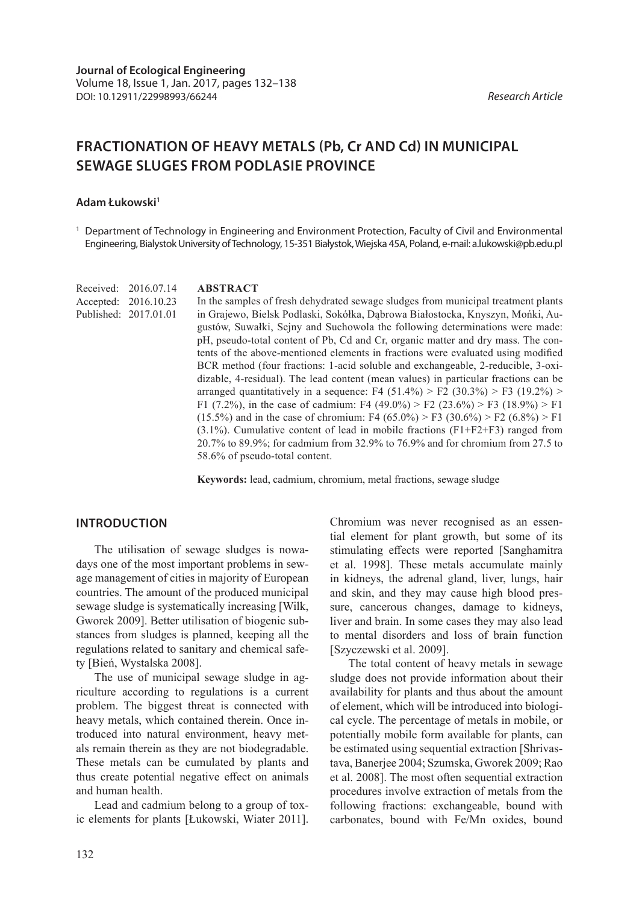**Journal of Ecological Engineering**
Volume 18, Issue 1, Jan. 2017, pages 132–138
DOI: 10.12911/22998993/66244

*Research Article*

# FRACTIONATION OF HEAVY METALS (Pb, Cr AND Cd) IN MUNICIPAL SEWAGE SLUGES FROM PODLASIE PROVINCE

**Adam Łukowski**[1]

[1] Department of Technology in Engineering and Environment Protection, Faculty of Civil and Environmental Engineering, Bialystok University of Technology, 15-351 Białystok, Wiejska 45A, Poland, e-mail: a.lukowski@pb.edu.pl

Received: 2016.07.14
Accepted: 2016.10.23
Published: 2017.01.01

**ABSTRACT**

In the samples of fresh dehydrated sewage sludges from municipal treatment plants in Grajewo, Bielsk Podlaski, Sokółka, Dąbrowa Białostocka, Knyszyn, Mońki, Augustów, Suwałki, Sejny and Suchowola the following determinations were made: pH, pseudo-total content of Pb, Cd and Cr, organic matter and dry mass. The contents of the above-mentioned elements in fractions were evaluated using modified BCR method (four fractions: 1-acid soluble and exchangeable, 2-reducible, 3-oxidizable, 4-residual). The lead content (mean values) in particular fractions can be arranged quantitatively in a sequence: F4 (51.4%) > F2 (30.3%) > F3 (19.2%) > F1 (7.2%), in the case of cadmium: F4 (49.0%) > F2 (23.6%) > F3 (18.9%) > F1 (15.5%) and in the case of chromium: F4 (65.0%) > F3 (30.6%) > F2 (6.8%) > F1 (3.1%). Cumulative content of lead in mobile fractions (F1+F2+F3) ranged from 20.7% to 89.9%; for cadmium from 32.9% to 76.9% and for chromium from 27.5 to 58.6% of pseudo-total content.

**Keywords:** lead, cadmium, chromium, metal fractions, sewage sludge

## INTRODUCTION

The utilisation of sewage sludges is nowadays one of the most important problems in sewage management of cities in majority of European countries. The amount of the produced municipal sewage sludge is systematically increasing [Wilk, Gworek 2009]. Better utilisation of biogenic substances from sludges is planned, keeping all the regulations related to sanitary and chemical safety [Bień, Wystalska 2008].

The use of municipal sewage sludge in agriculture according to regulations is a current problem. The biggest threat is connected with heavy metals, which contained therein. Once introduced into natural environment, heavy metals remain therein as they are not biodegradable. These metals can be cumulated by plants and thus create potential negative effect on animals and human health.

Lead and cadmium belong to a group of toxic elements for plants [Łukowski, Wiater 2011]. Chromium was never recognised as an essential element for plant growth, but some of its stimulating effects were reported [Sanghamitra et al. 1998]. These metals accumulate mainly in kidneys, the adrenal gland, liver, lungs, hair and skin, and they may cause high blood pressure, cancerous changes, damage to kidneys, liver and brain. In some cases they may also lead to mental disorders and loss of brain function [Szyczewski et al. 2009].

The total content of heavy metals in sewage sludge does not provide information about their availability for plants and thus about the amount of element, which will be introduced into biological cycle. The percentage of metals in mobile, or potentially mobile form available for plants, can be estimated using sequential extraction [Shrivastava, Banerjee 2004; Szumska, Gworek 2009; Rao et al. 2008]. The most often sequential extraction procedures involve extraction of metals from the following fractions: exchangeable, bound with carbonates, bound with Fe/Mn oxides, bound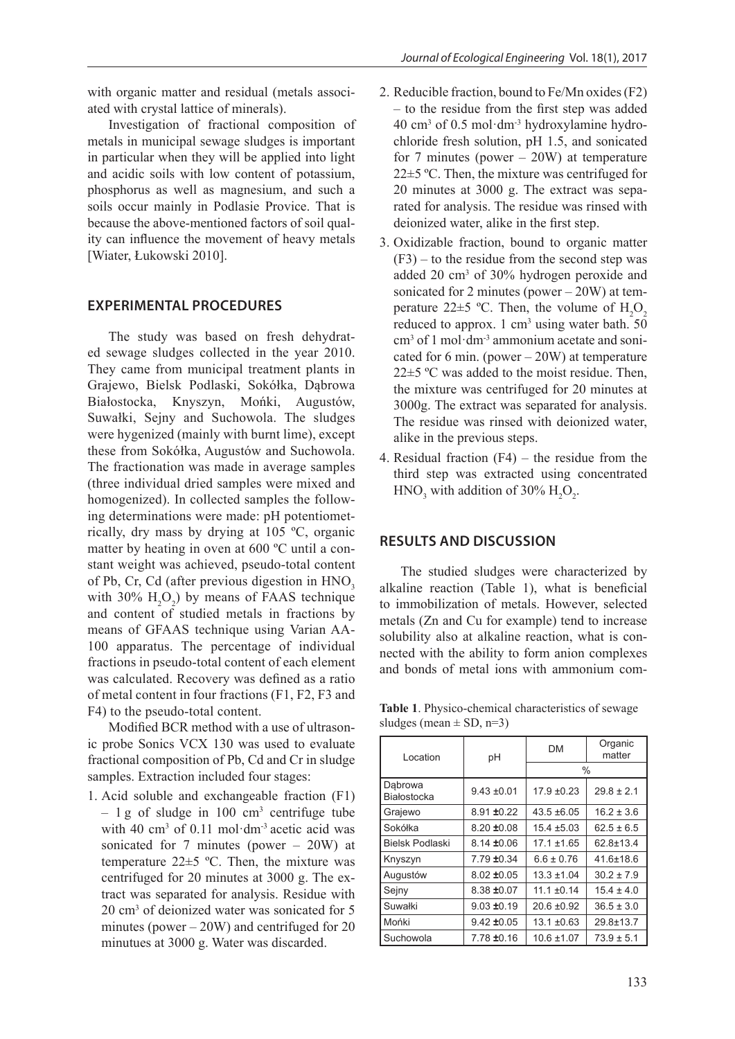with organic matter and residual (metals associated with crystal lattice of minerals).

Investigation of fractional composition of metals in municipal sewage sludges is important in particular when they will be applied into light and acidic soils with low content of potassium, phosphorus as well as magnesium, and such a soils occur mainly in Podlasie Provice. That is because the above-mentioned factors of soil quality can influence the movement of heavy metals [Wiater, Łukowski 2010].

## EXPERIMENTAL PROCEDURES

The study was based on fresh dehydrated sewage sludges collected in the year 2010. They came from municipal treatment plants in Grajewo, Bielsk Podlaski, Sokółka, Dąbrowa Białostocka, Knyszyn, Mońki, Augustów, Suwałki, Sejny and Suchowola. The sludges were hygenized (mainly with burnt lime), except these from Sokółka, Augustów and Suchowola. The fractionation was made in average samples (three individual dried samples were mixed and homogenized). In collected samples the following determinations were made: pH potentiometrically, dry mass by drying at 105 ºC, organic matter by heating in oven at 600 ºC until a constant weight was achieved, pseudo-total content of Pb, Cr, Cd (after previous digestion in $HNO_3$ with 30% $H_2O_2$) by means of FAAS technique and content of studied metals in fractions by means of GFAAS technique using Varian AA-100 apparatus. The percentage of individual fractions in pseudo-total content of each element was calculated. Recovery was defined as a ratio of metal content in four fractions (F1, F2, F3 and F4) to the pseudo-total content.

Modified BCR method with a use of ultrasonic probe Sonics VCX 130 was used to evaluate fractional composition of Pb, Cd and Cr in sludge samples. Extraction included four stages:

1. Acid soluble and exchangeable fraction (F1) – 1 g of sludge in 100 cm$^3$ centrifuge tube with 40 cm$^3$ of 0.11 mol·dm$^{-3}$ acetic acid was sonicated for 7 minutes (power – 20W) at temperature 22±5 ºC. Then, the mixture was centrifuged for 20 minutes at 3000 g. The extract was separated for analysis. Residue with 20 cm$^3$ of deionized water was sonicated for 5 minutes (power – 20W) and centrifuged for 20 minutues at 3000 g. Water was discarded.
2. Reducible fraction, bound to Fe/Mn oxides (F2) – to the residue from the first step was added 40 cm$^3$ of 0.5 mol·dm$^{-3}$ hydroxylamine hydrochloride fresh solution, pH 1.5, and sonicated for 7 minutes (power – 20W) at temperature 22±5 ºC. Then, the mixture was centrifuged for 20 minutes at 3000 g. The extract was separated for analysis. The residue was rinsed with deionized water, alike in the first step.
3. Oxidizable fraction, bound to organic matter (F3) – to the residue from the second step was added 20 cm$^3$ of 30% hydrogen peroxide and sonicated for 2 minutes (power – 20W) at temperature 22±5 ºC. Then, the volume of $H_2O_2$ reduced to approx. 1 cm$^3$ using water bath. 50 cm$^3$ of 1 mol·dm$^{-3}$ ammonium acetate and sonicated for 6 min. (power – 20W) at temperature 22±5 ºC was added to the moist residue. Then, the mixture was centrifuged for 20 minutes at 3000g. The extract was separated for analysis. The residue was rinsed with deionized water, alike in the previous steps.
4. Residual fraction (F4) – the residue from the third step was extracted using concentrated $HNO_3$ with addition of 30% $H_2O_2$.

## RESULTS AND DISCUSSION

The studied sludges were characterized by alkaline reaction (Table 1), what is beneficial to immobilization of metals. However, selected metals (Zn and Cu for example) tend to increase solubility also at alkaline reaction, what is connected with the ability to form anion complexes and bonds of metal ions with ammonium com-

**Table 1**. Physico-chemical characteristics of sewage sludges (mean ± SD, n=3)

| Location | pH | DM | Organic matter |
|---|---|---|---|
| | | % | |
| Dąbrowa Białostocka | 9.43 ±0.01 | 17.9 ±0.23 | 29.8 ± 2.1 |
| Grajewo | 8.91 ±0.22 | 43.5 ±6.05 | 16.2 ± 3.6 |
| Sokółka | 8.20 ±0.08 | 15.4 ±5.03 | 62.5 ± 6.5 |
| Bielsk Podlaski | 8.14 ±0.06 | 17.1 ±1.65 | 62.8±13.4 |
| Knyszyn | 7.79 ±0.34 | 6.6 ± 0.76 | 41.6±18.6 |
| Augustów | 8.02 ±0.05 | 13.3 ±1.04 | 30.2 ± 7.9 |
| Sejny | 8.38 ±0.07 | 11.1 ±0.14 | 15.4 ± 4.0 |
| Suwałki | 9.03 ±0.19 | 20.6 ±0.92 | 36.5 ± 3.0 |
| Mońki | 9.42 ±0.05 | 13.1 ±0.63 | 29.8±13.7 |
| Suchowola | 7.78 ±0.16 | 10.6 ±1.07 | 73.9 ± 5.1 |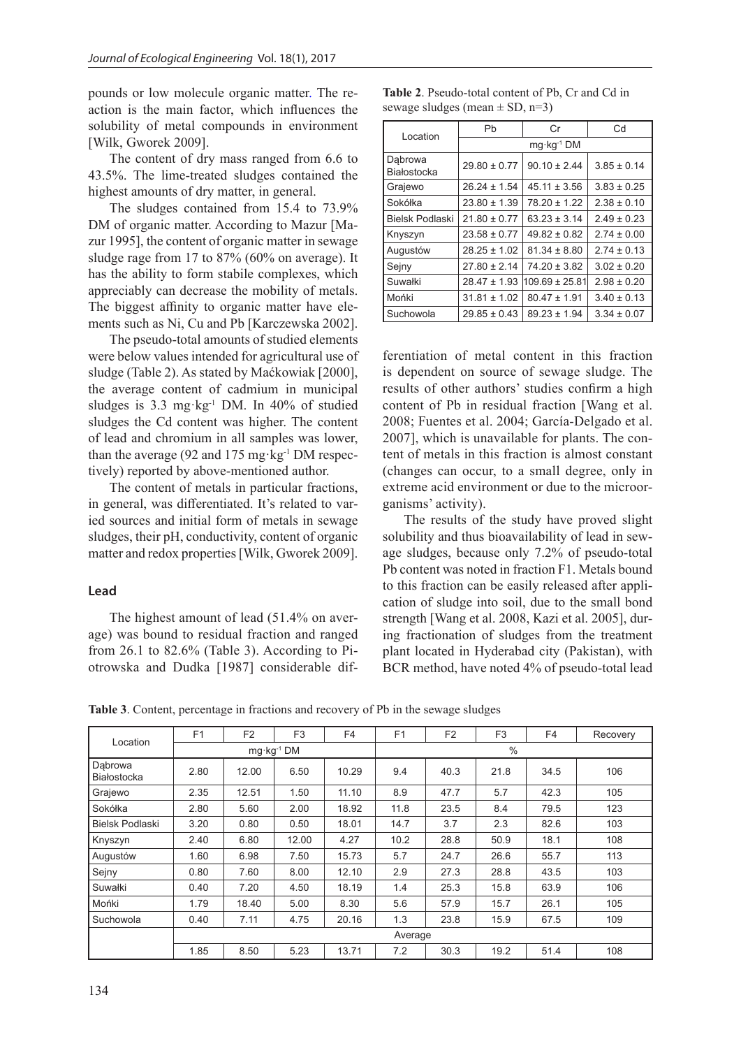pounds or low molecule organic matter. The reaction is the main factor, which influences the solubility of metal compounds in environment [Wilk, Gworek 2009].

The content of dry mass ranged from 6.6 to 43.5%. The lime-treated sludges contained the highest amounts of dry matter, in general.

The sludges contained from 15.4 to 73.9% DM of organic matter. According to Mazur [Mazur 1995], the content of organic matter in sewage sludge rage from 17 to 87% (60% on average). It has the ability to form stabile complexes, which appreciably can decrease the mobility of metals. The biggest affinity to organic matter have elements such as Ni, Cu and Pb [Karczewska 2002].

The pseudo-total amounts of studied elements were below values intended for agricultural use of sludge (Table 2). As stated by Maćkowiak [2000], the average content of cadmium in municipal sludges is 3.3 mg·kg$^{-1}$ DM. In 40% of studied sludges the Cd content was higher. The content of lead and chromium in all samples was lower, than the average (92 and 175 mg·kg$^{-1}$ DM respectively) reported by above-mentioned author.

The content of metals in particular fractions, in general, was differentiated. It's related to varied sources and initial form of metals in sewage sludges, their pH, conductivity, content of organic matter and redox properties [Wilk, Gworek 2009].

**Table 2**. Pseudo-total content of Pb, Cr and Cd in sewage sludges (mean ± SD, n=3)

| Location | Pb | Cr | Cd |
|---|---|---|---|
| | mg·kg$^{-1}$ DM | | |
| Dąbrowa Białostocka | 29.80 ± 0.77 | 90.10 ± 2.44 | 3.85 ± 0.14 |
| Grajewo | 26.24 ± 1.54 | 45.11 ± 3.56 | 3.83 ± 0.25 |
| Sokółka | 23.80 ± 1.39 | 78.20 ± 1.22 | 2.38 ± 0.10 |
| Bielsk Podlaski | 21.80 ± 0.77 | 63.23 ± 3.14 | 2.49 ± 0.23 |
| Knyszyn | 23.58 ± 0.77 | 49.82 ± 0.82 | 2.74 ± 0.00 |
| Augustów | 28.25 ± 1.02 | 81.34 ± 8.80 | 2.74 ± 0.13 |
| Sejny | 27.80 ± 2.14 | 74.20 ± 3.82 | 3.02 ± 0.20 |
| Suwałki | 28.47 ± 1.93 | 109.69 ± 25.81 | 2.98 ± 0.20 |
| Mońki | 31.81 ± 1.02 | 80.47 ± 1.91 | 3.40 ± 0.13 |
| Suchowola | 29.85 ± 0.43 | 89.23 ± 1.94 | 3.34 ± 0.07 |

### Lead

The highest amount of lead (51.4% on average) was bound to residual fraction and ranged from 26.1 to 82.6% (Table 3). According to Piotrowska and Dudka [1987] considerable differentiation of metal content in this fraction is dependent on source of sewage sludge. The results of other authors' studies confirm a high content of Pb in residual fraction [Wang et al. 2008; Fuentes et al. 2004; García-Delgado et al. 2007], which is unavailable for plants. The content of metals in this fraction is almost constant (changes can occur, to a small degree, only in extreme acid environment or due to the microorganisms' activity).

The results of the study have proved slight solubility and thus bioavailability of lead in sewage sludges, because only 7.2% of pseudo-total Pb content was noted in fraction F1. Metals bound to this fraction can be easily released after application of sludge into soil, due to the small bond strength [Wang et al. 2008, Kazi et al. 2005], during fractionation of sludges from the treatment plant located in Hyderabad city (Pakistan), with BCR method, have noted 4% of pseudo-total lead

**Table 3**. Content, percentage in fractions and recovery of Pb in the sewage sludges

| Location | F1 | F2 | F3 | F4 | F1 | F2 | F3 | F4 | Recovery |
|---|---|---|---|---|---|---|---|---|---|
| | mg·kg$^{-1}$ DM | | | | % | | | | |
| Dąbrowa Białostocka | 2.80 | 12.00 | 6.50 | 10.29 | 9.4 | 40.3 | 21.8 | 34.5 | 106 |
| Grajewo | 2.35 | 12.51 | 1.50 | 11.10 | 8.9 | 47.7 | 5.7 | 42.3 | 105 |
| Sokółka | 2.80 | 5.60 | 2.00 | 18.92 | 11.8 | 23.5 | 8.4 | 79.5 | 123 |
| Bielsk Podlaski | 3.20 | 0.80 | 0.50 | 18.01 | 14.7 | 3.7 | 2.3 | 82.6 | 103 |
| Knyszyn | 2.40 | 6.80 | 12.00 | 4.27 | 10.2 | 28.8 | 50.9 | 18.1 | 108 |
| Augustów | 1.60 | 6.98 | 7.50 | 15.73 | 5.7 | 24.7 | 26.6 | 55.7 | 113 |
| Sejny | 0.80 | 7.60 | 8.00 | 12.10 | 2.9 | 27.3 | 28.8 | 43.5 | 103 |
| Suwałki | 0.40 | 7.20 | 4.50 | 18.19 | 1.4 | 25.3 | 15.8 | 63.9 | 106 |
| Mońki | 1.79 | 18.40 | 5.00 | 8.30 | 5.6 | 57.9 | 15.7 | 26.1 | 105 |
| Suchowola | 0.40 | 7.11 | 4.75 | 20.16 | 1.3 | 23.8 | 15.9 | 67.5 | 109 |
| | Average | | | | | | | | |
| | 1.85 | 8.50 | 5.23 | 13.71 | 7.2 | 30.3 | 19.2 | 51.4 | 108 |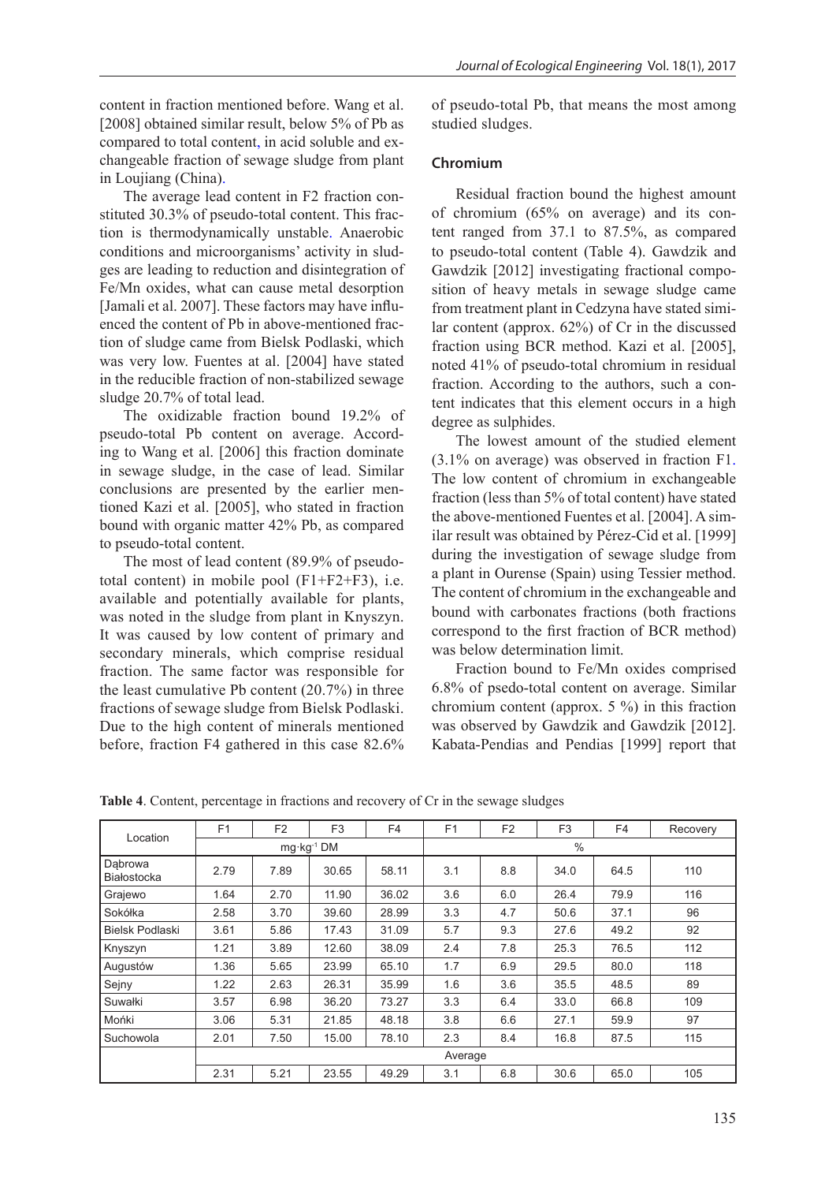content in fraction mentioned before. Wang et al. [2008] obtained similar result, below 5% of Pb as compared to total content, in acid soluble and exchangeable fraction of sewage sludge from plant in Loujiang (China).

The average lead content in F2 fraction constituted 30.3% of pseudo-total content. This fraction is thermodynamically unstable. Anaerobic conditions and microorganisms' activity in sludges are leading to reduction and disintegration of Fe/Mn oxides, what can cause metal desorption [Jamali et al. 2007]. These factors may have influenced the content of Pb in above-mentioned fraction of sludge came from Bielsk Podlaski, which was very low. Fuentes at al. [2004] have stated in the reducible fraction of non-stabilized sewage sludge 20.7% of total lead.

The oxidizable fraction bound 19.2% of pseudo-total Pb content on average. According to Wang et al. [2006] this fraction dominate in sewage sludge, in the case of lead. Similar conclusions are presented by the earlier mentioned Kazi et al. [2005], who stated in fraction bound with organic matter 42% Pb, as compared to pseudo-total content.

The most of lead content (89.9% of pseudo-total content) in mobile pool (F1+F2+F3), i.e. available and potentially available for plants, was noted in the sludge from plant in Knyszyn. It was caused by low content of primary and secondary minerals, which comprise residual fraction. The same factor was responsible for the least cumulative Pb content (20.7%) in three fractions of sewage sludge from Bielsk Podlaski. Due to the high content of minerals mentioned before, fraction F4 gathered in this case 82.6% of pseudo-total Pb, that means the most among studied sludges.

### Chromium

Residual fraction bound the highest amount of chromium (65% on average) and its content ranged from 37.1 to 87.5%, as compared to pseudo-total content (Table 4). Gawdzik and Gawdzik [2012] investigating fractional composition of heavy metals in sewage sludge came from treatment plant in Cedzyna have stated similar content (approx. 62%) of Cr in the discussed fraction using BCR method. Kazi et al. [2005], noted 41% of pseudo-total chromium in residual fraction. According to the authors, such a content indicates that this element occurs in a high degree as sulphides.

The lowest amount of the studied element (3.1% on average) was observed in fraction F1. The low content of chromium in exchangeable fraction (less than 5% of total content) have stated the above-mentioned Fuentes et al. [2004]. A similar result was obtained by Pérez-Cid et al. [1999] during the investigation of sewage sludge from a plant in Ourense (Spain) using Tessier method. The content of chromium in the exchangeable and bound with carbonates fractions (both fractions correspond to the first fraction of BCR method) was below determination limit.

Fraction bound to Fe/Mn oxides comprised 6.8% of psedo-total content on average. Similar chromium content (approx. 5 %) in this fraction was observed by Gawdzik and Gawdzik [2012]. Kabata-Pendias and Pendias [1999] report that

**Table 4**. Content, percentage in fractions and recovery of Cr in the sewage sludges

| Location | F1 | F2 | F3 | F4 | F1 | F2 | F3 | F4 | Recovery |
|---|---|---|---|---|---|---|---|---|---|
| | mg·kg$^{-1}$ DM | | | | % | | | | |
| Dąbrowa Białostocka | 2.79 | 7.89 | 30.65 | 58.11 | 3.1 | 8.8 | 34.0 | 64.5 | 110 |
| Grajewo | 1.64 | 2.70 | 11.90 | 36.02 | 3.6 | 6.0 | 26.4 | 79.9 | 116 |
| Sokółka | 2.58 | 3.70 | 39.60 | 28.99 | 3.3 | 4.7 | 50.6 | 37.1 | 96 |
| Bielsk Podlaski | 3.61 | 5.86 | 17.43 | 31.09 | 5.7 | 9.3 | 27.6 | 49.2 | 92 |
| Knyszyn | 1.21 | 3.89 | 12.60 | 38.09 | 2.4 | 7.8 | 25.3 | 76.5 | 112 |
| Augustów | 1.36 | 5.65 | 23.99 | 65.10 | 1.7 | 6.9 | 29.5 | 80.0 | 118 |
| Sejny | 1.22 | 2.63 | 26.31 | 35.99 | 1.6 | 3.6 | 35.5 | 48.5 | 89 |
| Suwałki | 3.57 | 6.98 | 36.20 | 73.27 | 3.3 | 6.4 | 33.0 | 66.8 | 109 |
| Mońki | 3.06 | 5.31 | 21.85 | 48.18 | 3.8 | 6.6 | 27.1 | 59.9 | 97 |
| Suchowola | 2.01 | 7.50 | 15.00 | 78.10 | 2.3 | 8.4 | 16.8 | 87.5 | 115 |
| | Average | | | | | | | | |
| | 2.31 | 5.21 | 23.55 | 49.29 | 3.1 | 6.8 | 30.6 | 65.0 | 105 |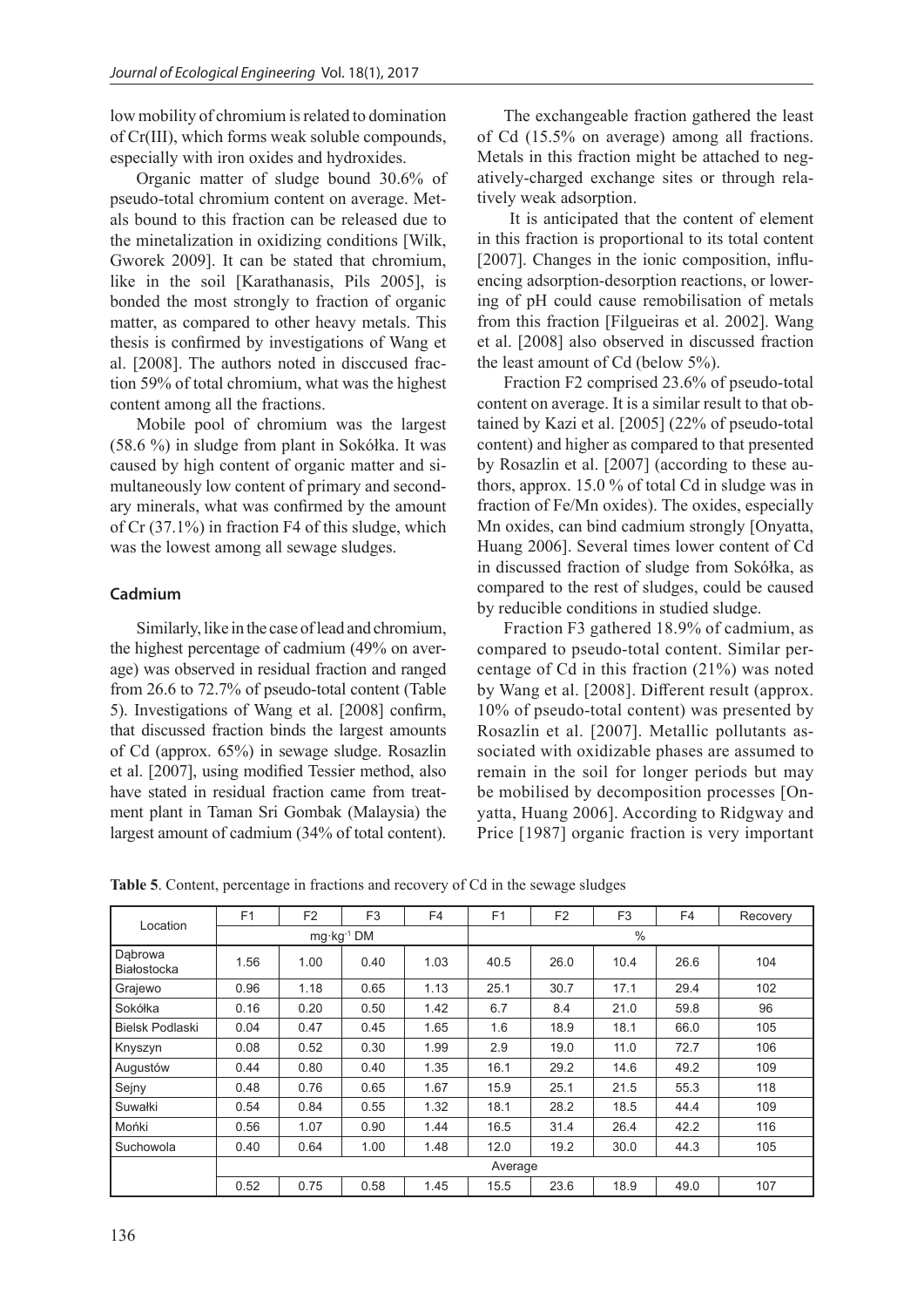low mobility of chromium is related to domination of Cr(III), which forms weak soluble compounds, especially with iron oxides and hydroxides.

Organic matter of sludge bound 30.6% of pseudo-total chromium content on average. Metals bound to this fraction can be released due to the minetalization in oxidizing conditions [Wilk, Gworek 2009]. It can be stated that chromium, like in the soil [Karathanasis, Pils 2005], is bonded the most strongly to fraction of organic matter, as compared to other heavy metals. This thesis is confirmed by investigations of Wang et al. [2008]. The authors noted in disccused fraction 59% of total chromium, what was the highest content among all the fractions.

Mobile pool of chromium was the largest (58.6 %) in sludge from plant in Sokółka. It was caused by high content of organic matter and simultaneously low content of primary and secondary minerals, what was confirmed by the amount of Cr (37.1%) in fraction F4 of this sludge, which was the lowest among all sewage sludges.

### Cadmium

Similarly, like in the case of lead and chromium, the highest percentage of cadmium (49% on average) was observed in residual fraction and ranged from 26.6 to 72.7% of pseudo-total content (Table 5). Investigations of Wang et al. [2008] confirm, that discussed fraction binds the largest amounts of Cd (approx. 65%) in sewage sludge. Rosazlin et al. [2007], using modified Tessier method, also have stated in residual fraction came from treatment plant in Taman Sri Gombak (Malaysia) the largest amount of cadmium (34% of total content).

The exchangeable fraction gathered the least of Cd (15.5% on average) among all fractions. Metals in this fraction might be attached to negatively-charged exchange sites or through relatively weak adsorption.

It is anticipated that the content of element in this fraction is proportional to its total content [2007]. Changes in the ionic composition, influencing adsorption-desorption reactions, or lowering of pH could cause remobilisation of metals from this fraction [Filgueiras et al. 2002]. Wang et al. [2008] also observed in discussed fraction the least amount of Cd (below 5%).

Fraction F2 comprised 23.6% of pseudo-total content on average. It is a similar result to that obtained by Kazi et al. [2005] (22% of pseudo-total content) and higher as compared to that presented by Rosazlin et al. [2007] (according to these authors, approx. 15.0 % of total Cd in sludge was in fraction of Fe/Mn oxides). The oxides, especially Mn oxides, can bind cadmium strongly [Onyatta, Huang 2006]. Several times lower content of Cd in discussed fraction of sludge from Sokółka, as compared to the rest of sludges, could be caused by reducible conditions in studied sludge.

Fraction F3 gathered 18.9% of cadmium, as compared to pseudo-total content. Similar percentage of Cd in this fraction (21%) was noted by Wang et al. [2008]. Different result (approx. 10% of pseudo-total content) was presented by Rosazlin et al. [2007]. Metallic pollutants associated with oxidizable phases are assumed to remain in the soil for longer periods but may be mobilised by decomposition processes [Onyatta, Huang 2006]. According to Ridgway and Price [1987] organic fraction is very important

**Table 5**. Content, percentage in fractions and recovery of Cd in the sewage sludges

| Location | F1 | F2 | F3 | F4 | F1 | F2 | F3 | F4 | Recovery |
|---|---|---|---|---|---|---|---|---|---|
| | mg·kg$^{-1}$ DM | | | | % | | | | |
| Dąbrowa Białostocka | 1.56 | 1.00 | 0.40 | 1.03 | 40.5 | 26.0 | 10.4 | 26.6 | 104 |
| Grajewo | 0.96 | 1.18 | 0.65 | 1.13 | 25.1 | 30.7 | 17.1 | 29.4 | 102 |
| Sokółka | 0.16 | 0.20 | 0.50 | 1.42 | 6.7 | 8.4 | 21.0 | 59.8 | 96 |
| Bielsk Podlaski | 0.04 | 0.47 | 0.45 | 1.65 | 1.6 | 18.9 | 18.1 | 66.0 | 105 |
| Knyszyn | 0.08 | 0.52 | 0.30 | 1.99 | 2.9 | 19.0 | 11.0 | 72.7 | 106 |
| Augustów | 0.44 | 0.80 | 0.40 | 1.35 | 16.1 | 29.2 | 14.6 | 49.2 | 109 |
| Sejny | 0.48 | 0.76 | 0.65 | 1.67 | 15.9 | 25.1 | 21.5 | 55.3 | 118 |
| Suwałki | 0.54 | 0.84 | 0.55 | 1.32 | 18.1 | 28.2 | 18.5 | 44.4 | 109 |
| Mońki | 0.56 | 1.07 | 0.90 | 1.44 | 16.5 | 31.4 | 26.4 | 42.2 | 116 |
| Suchowola | 0.40 | 0.64 | 1.00 | 1.48 | 12.0 | 19.2 | 30.0 | 44.3 | 105 |
| | Average | | | | | | | | |
| | 0.52 | 0.75 | 0.58 | 1.45 | 15.5 | 23.6 | 18.9 | 49.0 | 107 |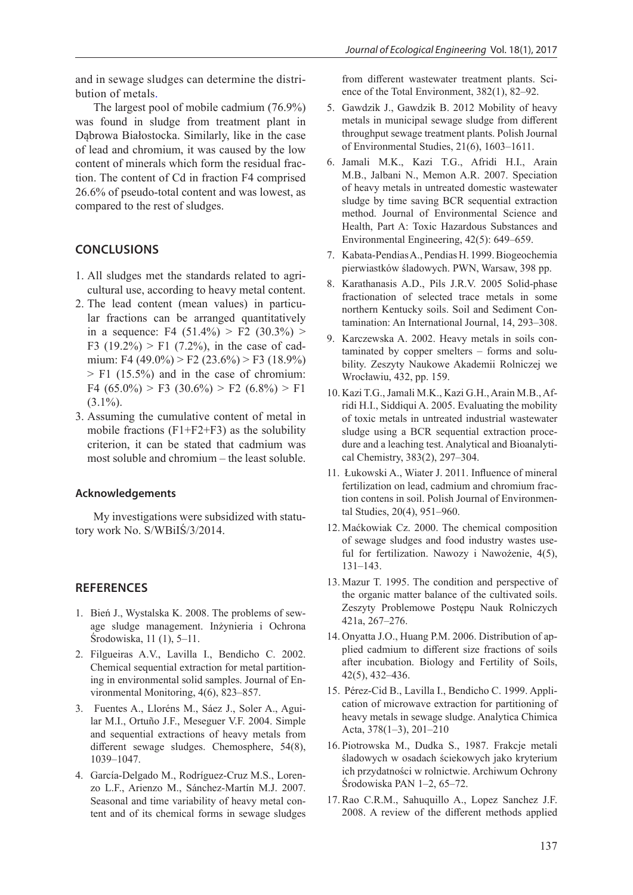and in sewage sludges can determine the distribution of metals.

The largest pool of mobile cadmium (76.9%) was found in sludge from treatment plant in Dąbrowa Białostocka. Similarly, like in the case of lead and chromium, it was caused by the low content of minerals which form the residual fraction. The content of Cd in fraction F4 comprised 26.6% of pseudo-total content and was lowest, as compared to the rest of sludges.

## CONCLUSIONS

1. All sludges met the standards related to agricultural use, according to heavy metal content.
2. The lead content (mean values) in particular fractions can be arranged quantitatively in a sequence: F4 (51.4%) > F2 (30.3%) > F3 (19.2%) > F1 (7.2%), in the case of cadmium: F4 (49.0%) > F2 (23.6%) > F3 (18.9%) > F1 (15.5%) and in the case of chromium: F4 (65.0%) > F3 (30.6%) > F2 (6.8%) > F1 (3.1%).
3. Assuming the cumulative content of metal in mobile fractions (F1+F2+F3) as the solubility criterion, it can be stated that cadmium was most soluble and chromium – the least soluble.

### Acknowledgements

My investigations were subsidized with statutory work No. S/WBiIŚ/3/2014.

## REFERENCES

1. Bień J., Wystalska K. 2008. The problems of sewage sludge management. Inżynieria i Ochrona Środowiska, 11 (1), 5–11.
2. Filgueiras A.V., Lavilla I., Bendicho C. 2002. Chemical sequential extraction for metal partitioning in environmental solid samples. Journal of Environmental Monitoring, 4(6), 823–857.
3. Fuentes A., Lloréns M., Sáez J., Soler A., Aguilar M.I., Ortuño J.F., Meseguer V.F. 2004. Simple and sequential extractions of heavy metals from different sewage sludges. Chemosphere, 54(8), 1039–1047.
4. García-Delgado M., Rodríguez-Cruz M.S., Lorenzo L.F., Arienzo M., Sánchez-Martín M.J. 2007. Seasonal and time variability of heavy metal content and of its chemical forms in sewage sludges from different wastewater treatment plants. Science of the Total Environment, 382(1), 82–92.
5. Gawdzik J., Gawdzik B. 2012 Mobility of heavy metals in municipal sewage sludge from different throughput sewage treatment plants. Polish Journal of Environmental Studies, 21(6), 1603–1611.
6. Jamali M.K., Kazi T.G., Afridi H.I., Arain M.B., Jalbani N., Memon A.R. 2007. Speciation of heavy metals in untreated domestic wastewater sludge by time saving BCR sequential extraction method. Journal of Environmental Science and Health, Part A: Toxic Hazardous Substances and Environmental Engineering, 42(5): 649–659.
7. Kabata-Pendias A., Pendias H. 1999. Biogeochemia pierwiastków śladowych. PWN, Warsaw, 398 pp.
8. Karathanasis A.D., Pils J.R.V. 2005 Solid-phase fractionation of selected trace metals in some northern Kentucky soils. Soil and Sediment Contamination: An International Journal, 14, 293–308.
9. Karczewska A. 2002. Heavy metals in soils contaminated by copper smelters – forms and solubility. Zeszyty Naukowe Akademii Rolniczej we Wrocławiu, 432, pp. 159.
10. Kazi T.G., Jamali M.K., Kazi G.H., Arain M.B., Afridi H.I., Siddiqui A. 2005. Evaluating the mobility of toxic metals in untreated industrial wastewater sludge using a BCR sequential extraction procedure and a leaching test. Analytical and Bioanalytical Chemistry, 383(2), 297–304.
11. Łukowski A., Wiater J. 2011. Influence of mineral fertilization on lead, cadmium and chromium fraction contens in soil. Polish Journal of Environmental Studies, 20(4), 951–960.
12. Maćkowiak Cz. 2000. The chemical composition of sewage sludges and food industry wastes useful for fertilization. Nawozy i Nawożenie, 4(5), 131–143.
13. Mazur T. 1995. The condition and perspective of the organic matter balance of the cultivated soils. Zeszyty Problemowe Postępu Nauk Rolniczych 421a, 267–276.
14. Onyatta J.O., Huang P.M. 2006. Distribution of applied cadmium to different size fractions of soils after incubation. Biology and Fertility of Soils, 42(5), 432–436.
15. Pérez-Cid B., Lavilla I., Bendicho C. 1999. Application of microwave extraction for partitioning of heavy metals in sewage sludge. Analytica Chimica Acta, 378(1–3), 201–210
16. Piotrowska M., Dudka S., 1987. Frakcje metali śladowych w osadach ściekowych jako kryterium ich przydatności w rolnictwie. Archiwum Ochrony Środowiska PAN 1–2, 65–72.
17. Rao C.R.M., Sahuquillo A., Lopez Sanchez J.F. 2008. A review of the different methods applied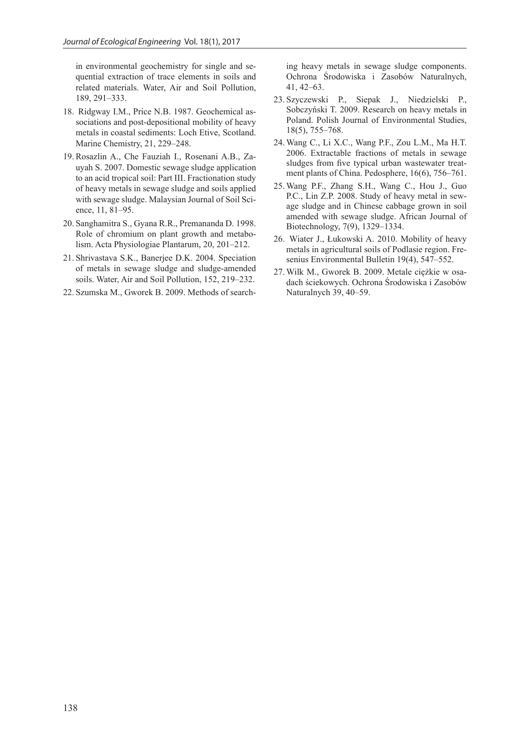in environmental geochemistry for single and sequential extraction of trace elements in soils and related materials. Water, Air and Soil Pollution, 189, 291–333.

18. Ridgway I.M., Price N.B. 1987. Geochemical associations and post-depositional mobility of heavy metals in coastal sediments: Loch Etive, Scotland. Marine Chemistry, 21, 229–248.

19. Rosazlin A., Che Fauziah I., Rosenani A.B., Zauyah S. 2007. Domestic sewage sludge application to an acid tropical soil: Part III. Fractionation study of heavy metals in sewage sludge and soils applied with sewage sludge. Malaysian Journal of Soil Science, 11, 81–95.

20. Sanghamitra S., Gyana R.R., Premananda D. 1998. Role of chromium on plant growth and metabolism. Acta Physiologiae Plantarum, 20, 201–212.

21. Shrivastava S.K., Banerjee D.K. 2004. Speciation of metals in sewage sludge and sludge-amended soils. Water, Air and Soil Pollution, 152, 219–232.

22. Szumska M., Gworek B. 2009. Methods of searching heavy metals in sewage sludge components. Ochrona Środowiska i Zasobów Naturalnych, 41, 42–63.

23. Szyczewski P., Siepak J., Niedzielski P., Sobczyński T. 2009. Research on heavy metals in Poland. Polish Journal of Environmental Studies, 18(5), 755–768.

24. Wang C., Li X.C., Wang P.F., Zou L.M., Ma H.T. 2006. Extractable fractions of metals in sewage sludges from five typical urban wastewater treatment plants of China. Pedosphere, 16(6), 756–761.

25. Wang P.F., Zhang S.H., Wang C., Hou J., Guo P.C., Lin Z.P. 2008. Study of heavy metal in sewage sludge and in Chinese cabbage grown in soil amended with sewage sludge. African Journal of Biotechnology, 7(9), 1329–1334.

26. Wiater J., Łukowski A. 2010. Mobility of heavy metals in agricultural soils of Podlasie region. Fresenius Environmental Bulletin 19(4), 547–552.

27. Wilk M., Gworek B. 2009. Metale ciężkie w osadach ściekowych. Ochrona Środowiska i Zasobów Naturalnych 39, 40–59.